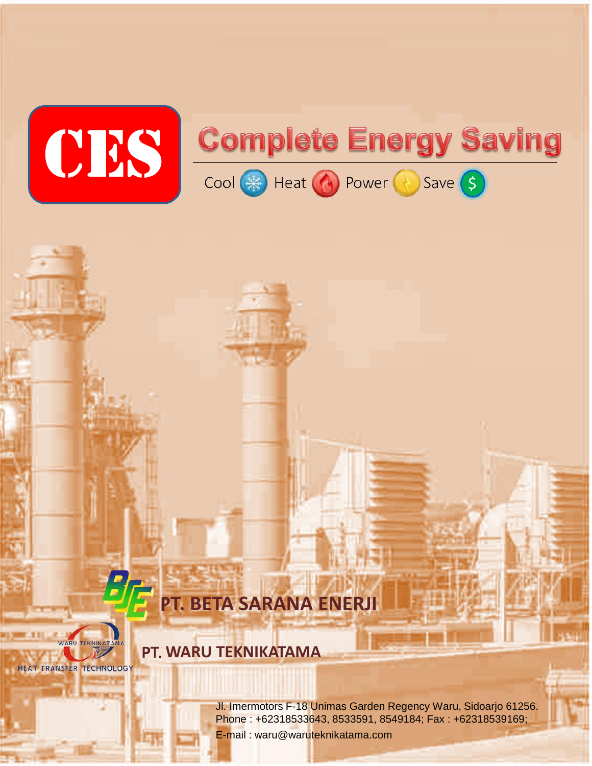# CES

# Complete Energy Saving

Cool Heat Power Save

## PT. BETA SARANA ENERJI

WARU TEKNIKATAMA
HEAT TRANSFER TECHNOLOGY

## PT. WARU TEKNIKATAMA

Jl. Imermotors F-18 Unimas Garden Regency Waru, Sidoarjo 61256.
Phone : +62318533643, 8533591, 8549184; Fax : +62318539169;
E-mail : waru@waruteknikatama.com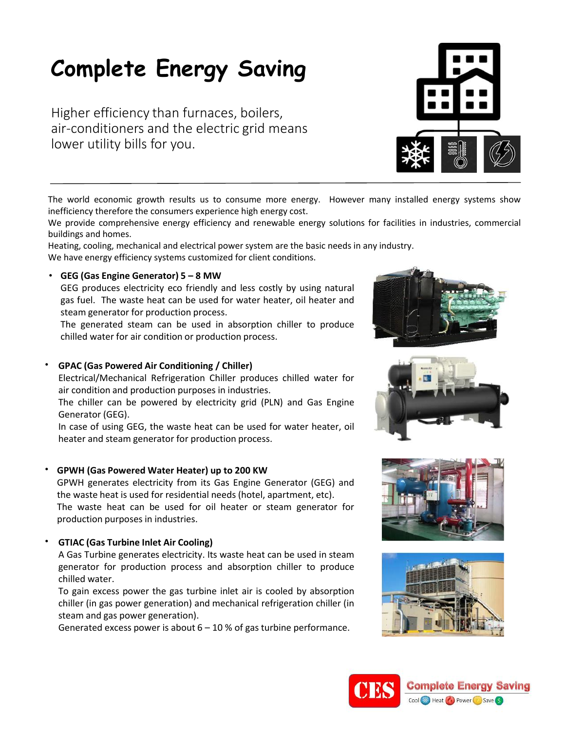# Complete Energy Saving

Higher efficiency than furnaces, boilers, air-conditioners and the electric grid means lower utility bills for you.

---

The world economic growth results us to consume more energy. However many installed energy systems show inefficiency therefore the consumers experience high energy cost.

We provide comprehensive energy efficiency and renewable energy solutions for facilities in industries, commercial buildings and homes.

Heating, cooling, mechanical and electrical power system are the basic needs in any industry.

We have energy efficiency systems customized for client conditions.

- **GEG (Gas Engine Generator) 5 – 8 MW**

  GEG produces electricity eco friendly and less costly by using natural gas fuel. The waste heat can be used for water heater, oil heater and steam generator for production process.

  The generated steam can be used in absorption chiller to produce chilled water for air condition or production process.

- **GPAC (Gas Powered Air Conditioning / Chiller)**

  Electrical/Mechanical Refrigeration Chiller produces chilled water for air condition and production purposes in industries.

  The chiller can be powered by electricity grid (PLN) and Gas Engine Generator (GEG).

  In case of using GEG, the waste heat can be used for water heater, oil heater and steam generator for production process.

- **GPWH (Gas Powered Water Heater) up to 200 KW**

  GPWH generates electricity from its Gas Engine Generator (GEG) and the waste heat is used for residential needs (hotel, apartment, etc).

  The waste heat can be used for oil heater or steam generator for production purposes in industries.

- **GTIAC (Gas Turbine Inlet Air Cooling)**

  A Gas Turbine generates electricity. Its waste heat can be used in steam generator for production process and absorption chiller to produce chilled water.

  To gain excess power the gas turbine inlet air is cooled by absorption chiller (in gas power generation) and mechanical refrigeration chiller (in steam and gas power generation).

  Generated excess power is about 6 – 10 % of gas turbine performance.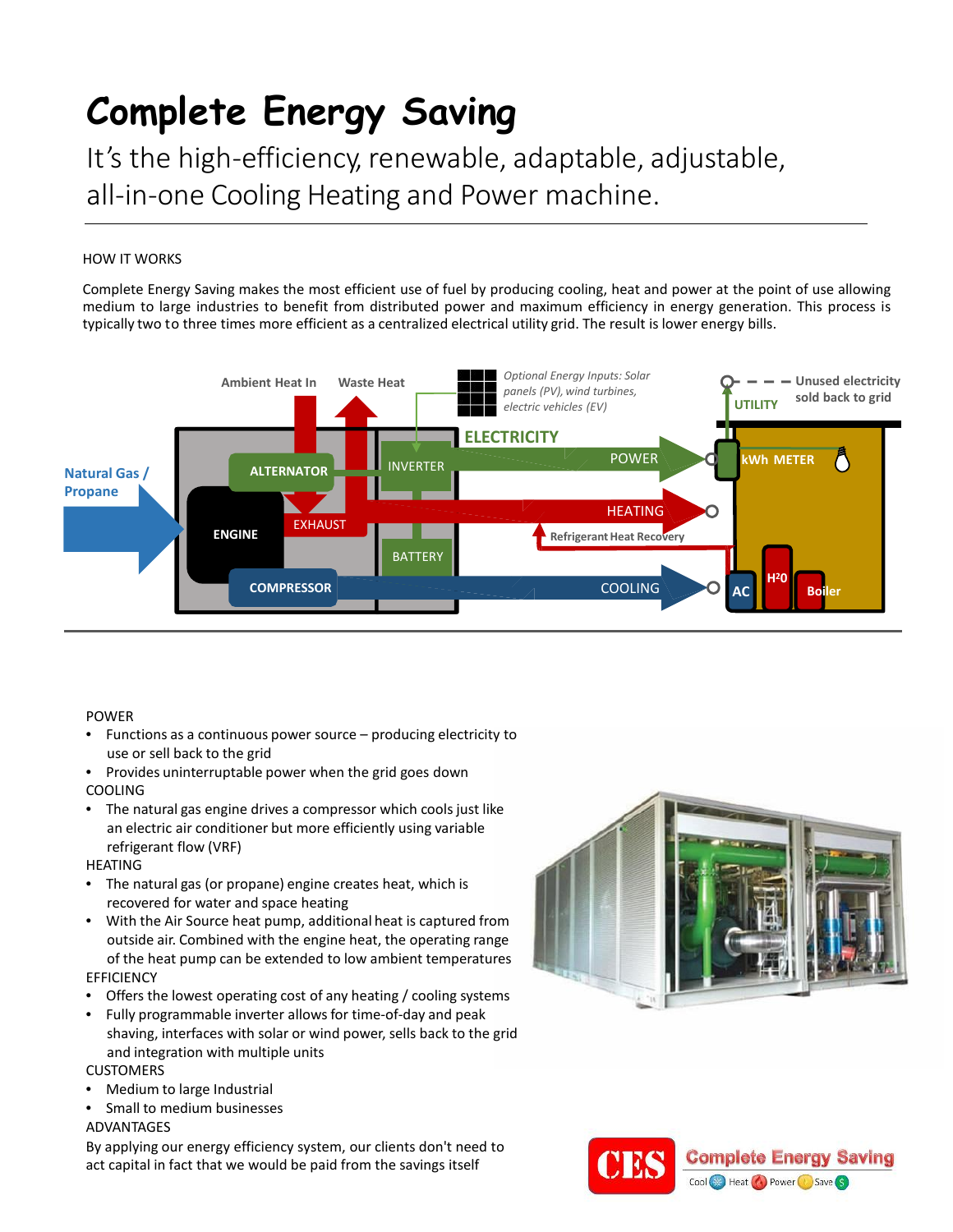# Complete Energy Saving

It's the high-efficiency, renewable, adaptable, adjustable, all-in-one Cooling Heating and Power machine.

HOW IT WORKS

Complete Energy Saving makes the most efficient use of fuel by producing cooling, heat and power at the point of use allowing medium to large industries to benefit from distributed power and maximum efficiency in energy generation. This process is typically two to three times more efficient as a centralized electrical utility grid. The result is lower energy bills.

Ambient Heat In

Waste Heat

*Optional Energy Inputs: Solar panels (PV), wind turbines, electric vehicles (EV)*

Unused electricity sold back to grid

UTILITY

Natural Gas / Propane

ALTERNATOR

INVERTER

ELECTRICITY

POWER

kWh METER

ENGINE

EXHAUST

HEATING

Refrigerant Heat Recovery

BATTERY

COMPRESSOR

COOLING

AC

$H_2O$

Boiler

POWER
- Functions as a continuous power source – producing electricity to use or sell back to the grid
- Provides uninterruptable power when the grid goes down

COOLING
- The natural gas engine drives a compressor which cools just like an electric air conditioner but more efficiently using variable refrigerant flow (VRF)

HEATING
- The natural gas (or propane) engine creates heat, which is recovered for water and space heating
- With the Air Source heat pump, additional heat is captured from outside air. Combined with the engine heat, the operating range of the heat pump can be extended to low ambient temperatures

EFFICIENCY
- Offers the lowest operating cost of any heating / cooling systems
- Fully programmable inverter allows for time-of-day and peak shaving, interfaces with solar or wind power, sells back to the grid and integration with multiple units

CUSTOMERS
- Medium to large Industrial
- Small to medium businesses

ADVANTAGES

By applying our energy efficiency system, our clients don't need to act capital in fact that we would be paid from the savings itself

CES Complete Energy Saving

Cool Heat Power Save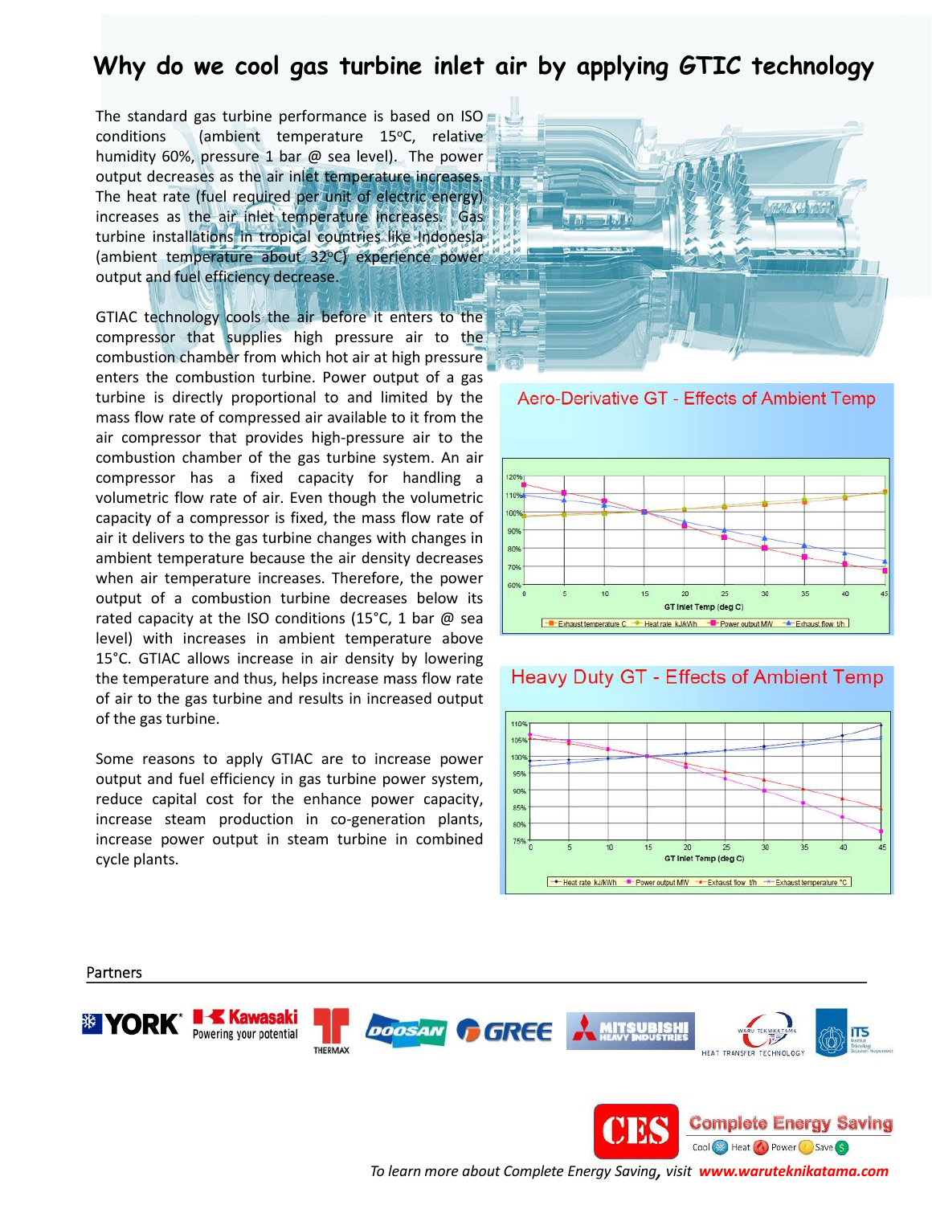# Why do we cool gas turbine inlet air by applying GTIC technology

The standard gas turbine performance is based on ISO conditions (ambient temperature 15°C, relative humidity 60%, pressure 1 bar @ sea level). The power output decreases as the air inlet temperature increases. The heat rate (fuel required per unit of electric energy) increases as the air inlet temperature increases. Gas turbine installations in tropical countries like Indonesia (ambient temperature about 32°C) experience power output and fuel efficiency decrease.

GTIAC technology cools the air before it enters to the compressor that supplies high pressure air to the combustion chamber from which hot air at high pressure enters the combustion turbine. Power output of a gas turbine is directly proportional to and limited by the mass flow rate of compressed air available to it from the air compressor that provides high-pressure air to the combustion chamber of the gas turbine system. An air compressor has a fixed capacity for handling a volumetric flow rate of air. Even though the volumetric capacity of a compressor is fixed, the mass flow rate of air it delivers to the gas turbine changes with changes in ambient temperature because the air density decreases when air temperature increases. Therefore, the power output of a combustion turbine decreases below its rated capacity at the ISO conditions (15°C, 1 bar @ sea level) with increases in ambient temperature above 15°C. GTIAC allows increase in air density by lowering the temperature and thus, helps increase mass flow rate of air to the gas turbine and results in increased output of the gas turbine.

Some reasons to apply GTIAC are to increase power output and fuel efficiency in gas turbine power system, reduce capital cost for the enhance power capacity, increase steam production in co-generation plants, increase power output in steam turbine in combined cycle plants.

**Aero-Derivative GT - Effects of Ambient Temp**

120%
110%
100%
90%
80%
70%
60%
0 5 10 15 20 25 30 35 40 45
GT Inlet Temp (deg C)
Exhaust temperature C — Heat rate kJ/kWh — Power output MW — Exhaust flow t/h

**Heavy Duty GT - Effects of Ambient Temp**

110%
105%
100%
95%
90%
85%
80%
75%
0 5 10 15 20 25 30 35 40 45
GT Inlet Temp (deg C)
Heat rate kJ/kWh — Power output MW — Exhaust flow t/h — Exhaust temperature °C

Partners

YORK · Kawasaki Powering your potential · THERMAX · DOOSAN · GREE · MITSUBISHI HEAVY INDUSTRIES · WARU TEKNIKATAMA HEAT TRANSFER TECHNOLOGY · ITS

CES Complete Energy Saving — Cool · Heat · Power · Save

*To learn more about Complete Energy Saving, visit* ***www.waruteknikatama.com***